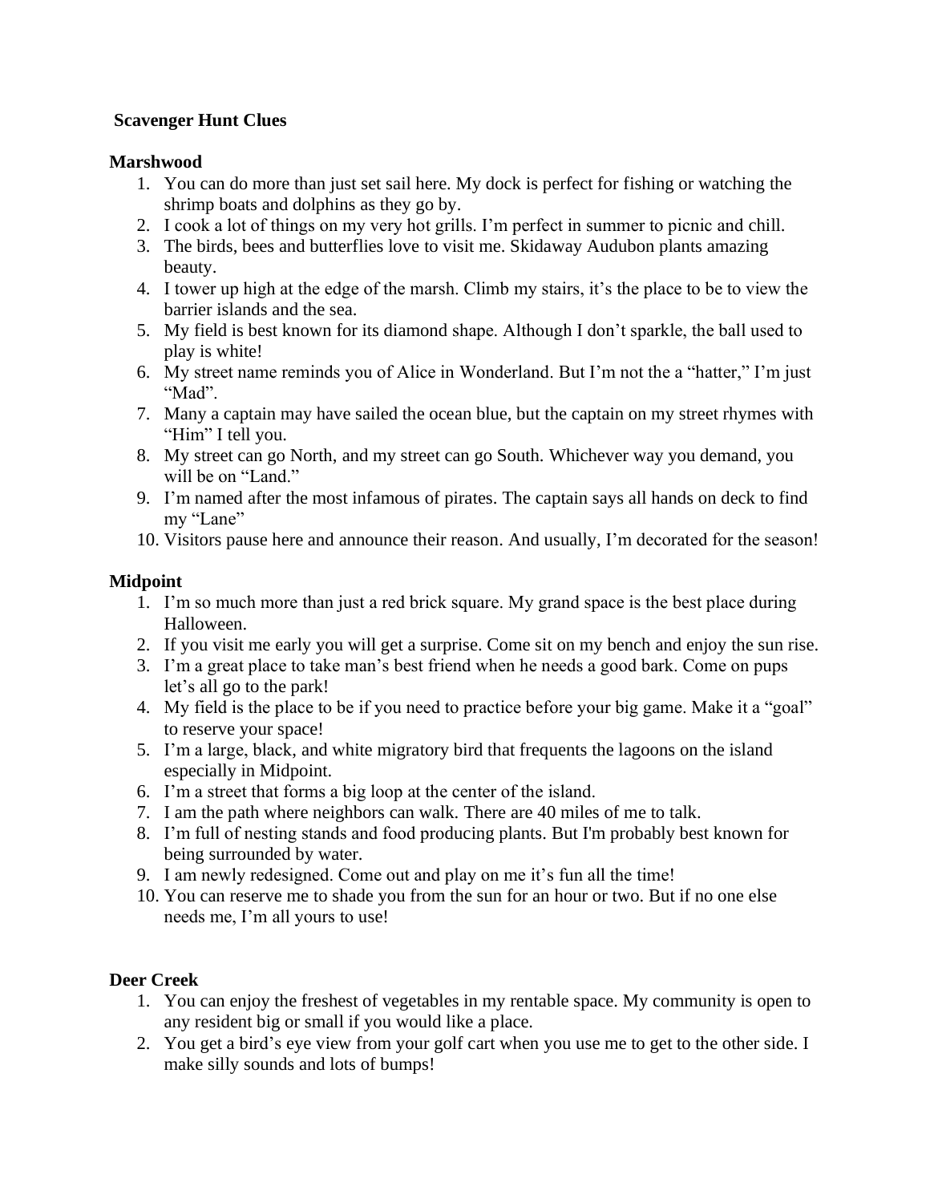**Scavenger Hunt Clues**

**Marshwood**

1. You can do more than just set sail here. My dock is perfect for fishing or watching the shrimp boats and dolphins as they go by.
2. I cook a lot of things on my very hot grills. I'm perfect in summer to picnic and chill.
3. The birds, bees and butterflies love to visit me. Skidaway Audubon plants amazing beauty.
4. I tower up high at the edge of the marsh. Climb my stairs, it's the place to be to view the barrier islands and the sea.
5. My field is best known for its diamond shape. Although I don't sparkle, the ball used to play is white!
6. My street name reminds you of Alice in Wonderland. But I'm not the a "hatter," I'm just "Mad".
7. Many a captain may have sailed the ocean blue, but the captain on my street rhymes with "Him" I tell you.
8. My street can go North, and my street can go South. Whichever way you demand, you will be on "Land."
9. I'm named after the most infamous of pirates. The captain says all hands on deck to find my "Lane"
10. Visitors pause here and announce their reason. And usually, I'm decorated for the season!

**Midpoint**

1. I'm so much more than just a red brick square. My grand space is the best place during Halloween.
2. If you visit me early you will get a surprise. Come sit on my bench and enjoy the sun rise.
3. I'm a great place to take man's best friend when he needs a good bark. Come on pups let's all go to the park!
4. My field is the place to be if you need to practice before your big game. Make it a "goal" to reserve your space!
5. I'm a large, black, and white migratory bird that frequents the lagoons on the island especially in Midpoint.
6. I'm a street that forms a big loop at the center of the island.
7. I am the path where neighbors can walk. There are 40 miles of me to talk.
8. I'm full of nesting stands and food producing plants. But I'm probably best known for being surrounded by water.
9. I am newly redesigned. Come out and play on me it's fun all the time!
10. You can reserve me to shade you from the sun for an hour or two. But if no one else needs me, I'm all yours to use!

**Deer Creek**

1. You can enjoy the freshest of vegetables in my rentable space. My community is open to any resident big or small if you would like a place.
2. You get a bird's eye view from your golf cart when you use me to get to the other side. I make silly sounds and lots of bumps!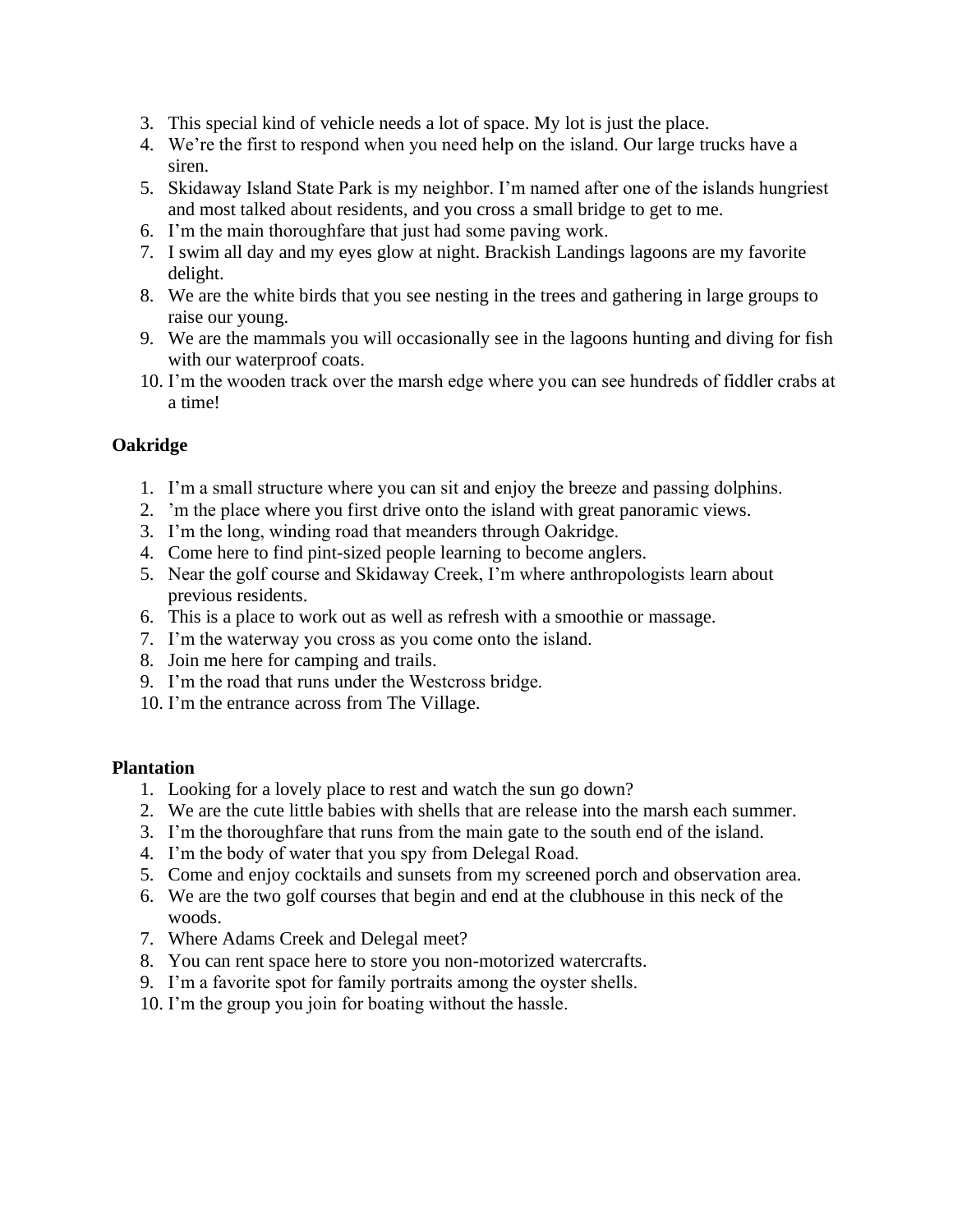3. This special kind of vehicle needs a lot of space. My lot is just the place.
4. We're the first to respond when you need help on the island. Our large trucks have a siren.
5. Skidaway Island State Park is my neighbor. I'm named after one of the islands hungriest and most talked about residents, and you cross a small bridge to get to me.
6. I'm the main thoroughfare that just had some paving work.
7. I swim all day and my eyes glow at night. Brackish Landings lagoons are my favorite delight.
8. We are the white birds that you see nesting in the trees and gathering in large groups to raise our young.
9. We are the mammals you will occasionally see in the lagoons hunting and diving for fish with our waterproof coats.
10. I'm the wooden track over the marsh edge where you can see hundreds of fiddler crabs at a time!

**Oakridge**

1. I'm a small structure where you can sit and enjoy the breeze and passing dolphins.
2. 'm the place where you first drive onto the island with great panoramic views.
3. I'm the long, winding road that meanders through Oakridge.
4. Come here to find pint-sized people learning to become anglers.
5. Near the golf course and Skidaway Creek, I'm where anthropologists learn about previous residents.
6. This is a place to work out as well as refresh with a smoothie or massage.
7. I'm the waterway you cross as you come onto the island.
8. Join me here for camping and trails.
9. I'm the road that runs under the Westcross bridge.
10. I'm the entrance across from The Village.

**Plantation**

1. Looking for a lovely place to rest and watch the sun go down?
2. We are the cute little babies with shells that are release into the marsh each summer.
3. I'm the thoroughfare that runs from the main gate to the south end of the island.
4. I'm the body of water that you spy from Delegal Road.
5. Come and enjoy cocktails and sunsets from my screened porch and observation area.
6. We are the two golf courses that begin and end at the clubhouse in this neck of the woods.
7. Where Adams Creek and Delegal meet?
8. You can rent space here to store you non-motorized watercrafts.
9. I'm a favorite spot for family portraits among the oyster shells.
10. I'm the group you join for boating without the hassle.